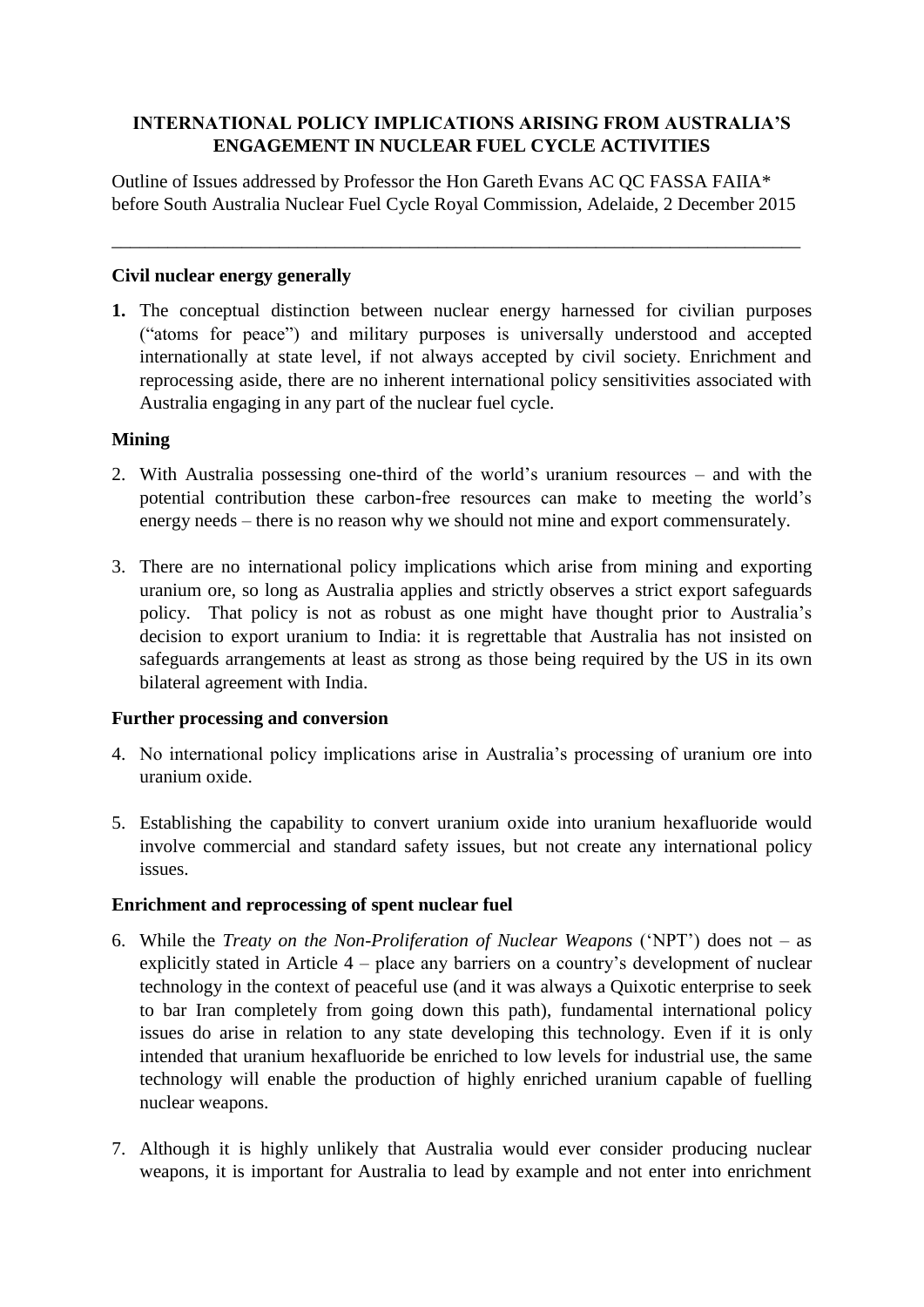**INTERNATIONAL POLICY IMPLICATIONS ARISING FROM AUSTRALIA'S ENGAGEMENT IN NUCLEAR FUEL CYCLE ACTIVITIES**

Outline of Issues addressed by Professor the Hon Gareth Evans AC QC FASSA FAIIA* before South Australia Nuclear Fuel Cycle Royal Commission, Adelaide, 2 December 2015

---

**Civil nuclear energy generally**

**1.** The conceptual distinction between nuclear energy harnessed for civilian purposes ("atoms for peace") and military purposes is universally understood and accepted internationally at state level, if not always accepted by civil society. Enrichment and reprocessing aside, there are no inherent international policy sensitivities associated with Australia engaging in any part of the nuclear fuel cycle.

**Mining**

2. With Australia possessing one-third of the world's uranium resources – and with the potential contribution these carbon-free resources can make to meeting the world's energy needs – there is no reason why we should not mine and export commensurately.

3. There are no international policy implications which arise from mining and exporting uranium ore, so long as Australia applies and strictly observes a strict export safeguards policy. That policy is not as robust as one might have thought prior to Australia's decision to export uranium to India: it is regrettable that Australia has not insisted on safeguards arrangements at least as strong as those being required by the US in its own bilateral agreement with India.

**Further processing and conversion**

4. No international policy implications arise in Australia's processing of uranium ore into uranium oxide.

5. Establishing the capability to convert uranium oxide into uranium hexafluoride would involve commercial and standard safety issues, but not create any international policy issues.

**Enrichment and reprocessing of spent nuclear fuel**

6. While the *Treaty on the Non-Proliferation of Nuclear Weapons* ('NPT') does not – as explicitly stated in Article 4 – place any barriers on a country's development of nuclear technology in the context of peaceful use (and it was always a Quixotic enterprise to seek to bar Iran completely from going down this path), fundamental international policy issues do arise in relation to any state developing this technology. Even if it is only intended that uranium hexafluoride be enriched to low levels for industrial use, the same technology will enable the production of highly enriched uranium capable of fuelling nuclear weapons.

7. Although it is highly unlikely that Australia would ever consider producing nuclear weapons, it is important for Australia to lead by example and not enter into enrichment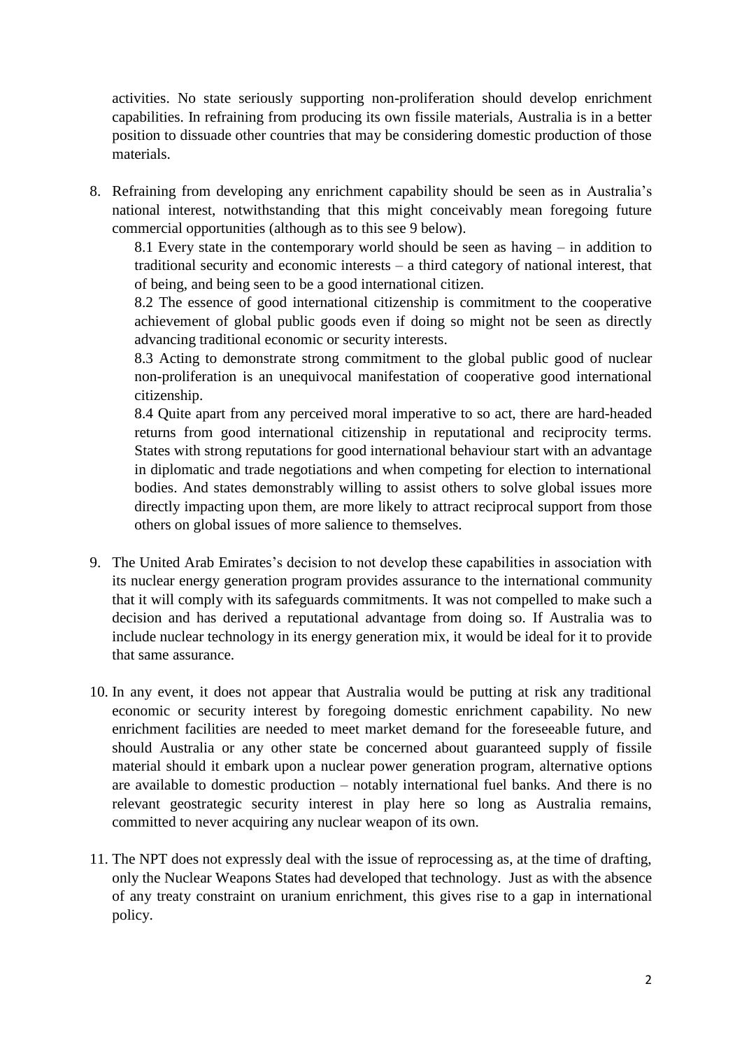activities. No state seriously supporting non-proliferation should develop enrichment capabilities. In refraining from producing its own fissile materials, Australia is in a better position to dissuade other countries that may be considering domestic production of those materials.

8. Refraining from developing any enrichment capability should be seen as in Australia's national interest, notwithstanding that this might conceivably mean foregoing future commercial opportunities (although as to this see 9 below).

   8.1 Every state in the contemporary world should be seen as having – in addition to traditional security and economic interests – a third category of national interest, that of being, and being seen to be a good international citizen.

   8.2 The essence of good international citizenship is commitment to the cooperative achievement of global public goods even if doing so might not be seen as directly advancing traditional economic or security interests.

   8.3 Acting to demonstrate strong commitment to the global public good of nuclear non-proliferation is an unequivocal manifestation of cooperative good international citizenship.

   8.4 Quite apart from any perceived moral imperative to so act, there are hard-headed returns from good international citizenship in reputational and reciprocity terms. States with strong reputations for good international behaviour start with an advantage in diplomatic and trade negotiations and when competing for election to international bodies. And states demonstrably willing to assist others to solve global issues more directly impacting upon them, are more likely to attract reciprocal support from those others on global issues of more salience to themselves.

9. The United Arab Emirates's decision to not develop these capabilities in association with its nuclear energy generation program provides assurance to the international community that it will comply with its safeguards commitments. It was not compelled to make such a decision and has derived a reputational advantage from doing so. If Australia was to include nuclear technology in its energy generation mix, it would be ideal for it to provide that same assurance.

10. In any event, it does not appear that Australia would be putting at risk any traditional economic or security interest by foregoing domestic enrichment capability. No new enrichment facilities are needed to meet market demand for the foreseeable future, and should Australia or any other state be concerned about guaranteed supply of fissile material should it embark upon a nuclear power generation program, alternative options are available to domestic production – notably international fuel banks. And there is no relevant geostrategic security interest in play here so long as Australia remains, committed to never acquiring any nuclear weapon of its own.

11. The NPT does not expressly deal with the issue of reprocessing as, at the time of drafting, only the Nuclear Weapons States had developed that technology. Just as with the absence of any treaty constraint on uranium enrichment, this gives rise to a gap in international policy.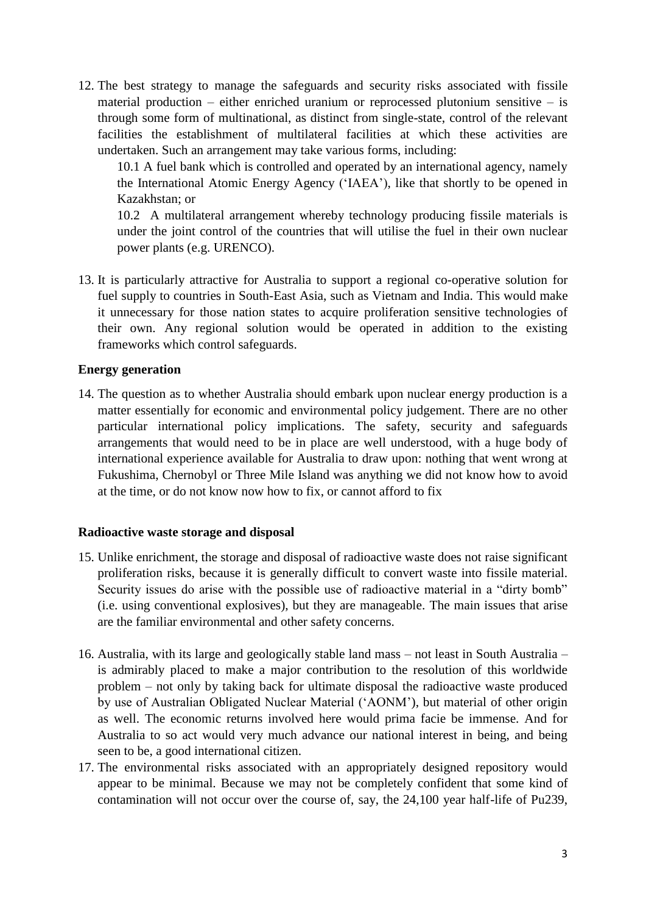12. The best strategy to manage the safeguards and security risks associated with fissile material production – either enriched uranium or reprocessed plutonium sensitive – is through some form of multinational, as distinct from single-state, control of the relevant facilities the establishment of multilateral facilities at which these activities are undertaken. Such an arrangement may take various forms, including:

    10.1 A fuel bank which is controlled and operated by an international agency, namely the International Atomic Energy Agency ('IAEA'), like that shortly to be opened in Kazakhstan; or

    10.2 A multilateral arrangement whereby technology producing fissile materials is under the joint control of the countries that will utilise the fuel in their own nuclear power plants (e.g. URENCO).

13. It is particularly attractive for Australia to support a regional co-operative solution for fuel supply to countries in South-East Asia, such as Vietnam and India. This would make it unnecessary for those nation states to acquire proliferation sensitive technologies of their own. Any regional solution would be operated in addition to the existing frameworks which control safeguards.

**Energy generation**

14. The question as to whether Australia should embark upon nuclear energy production is a matter essentially for economic and environmental policy judgement. There are no other particular international policy implications. The safety, security and safeguards arrangements that would need to be in place are well understood, with a huge body of international experience available for Australia to draw upon: nothing that went wrong at Fukushima, Chernobyl or Three Mile Island was anything we did not know how to avoid at the time, or do not know now how to fix, or cannot afford to fix

**Radioactive waste storage and disposal**

15. Unlike enrichment, the storage and disposal of radioactive waste does not raise significant proliferation risks, because it is generally difficult to convert waste into fissile material. Security issues do arise with the possible use of radioactive material in a "dirty bomb" (i.e. using conventional explosives), but they are manageable. The main issues that arise are the familiar environmental and other safety concerns.

16. Australia, with its large and geologically stable land mass – not least in South Australia – is admirably placed to make a major contribution to the resolution of this worldwide problem – not only by taking back for ultimate disposal the radioactive waste produced by use of Australian Obligated Nuclear Material ('AONM'), but material of other origin as well. The economic returns involved here would prima facie be immense. And for Australia to so act would very much advance our national interest in being, and being seen to be, a good international citizen.

17. The environmental risks associated with an appropriately designed repository would appear to be minimal. Because we may not be completely confident that some kind of contamination will not occur over the course of, say, the 24,100 year half-life of Pu239,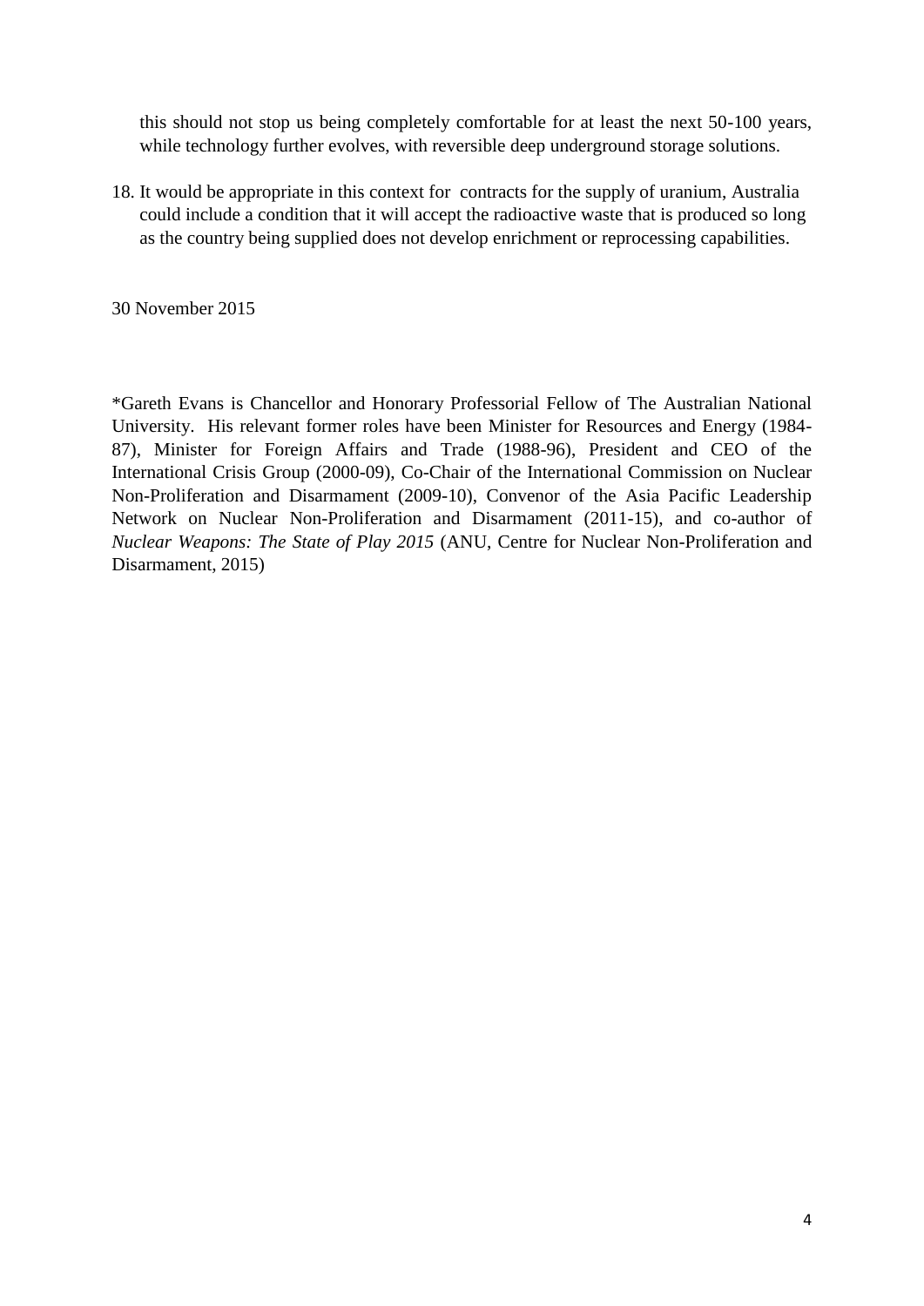this should not stop us being completely comfortable for at least the next 50-100 years, while technology further evolves, with reversible deep underground storage solutions.

18. It would be appropriate in this context for contracts for the supply of uranium, Australia could include a condition that it will accept the radioactive waste that is produced so long as the country being supplied does not develop enrichment or reprocessing capabilities.

30 November 2015

*Gareth Evans is Chancellor and Honorary Professorial Fellow of The Australian National University. His relevant former roles have been Minister for Resources and Energy (1984-87), Minister for Foreign Affairs and Trade (1988-96), President and CEO of the International Crisis Group (2000-09), Co-Chair of the International Commission on Nuclear Non-Proliferation and Disarmament (2009-10), Convenor of the Asia Pacific Leadership Network on Nuclear Non-Proliferation and Disarmament (2011-15), and co-author of *Nuclear Weapons: The State of Play 2015* (ANU, Centre for Nuclear Non-Proliferation and Disarmament, 2015)